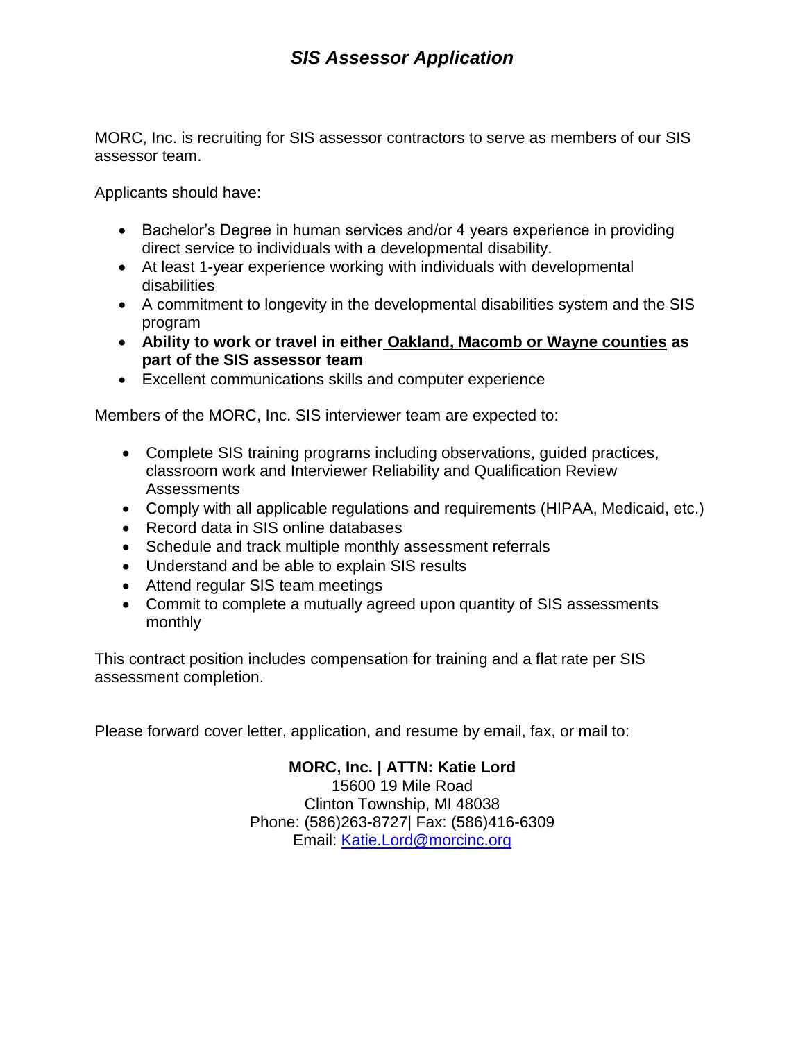# *SIS Assessor Application*

MORC, Inc. is recruiting for SIS assessor contractors to serve as members of our SIS assessor team.

Applicants should have:

- Bachelor's Degree in human services and/or 4 years experience in providing direct service to individuals with a developmental disability.
- At least 1-year experience working with individuals with developmental disabilities
- A commitment to longevity in the developmental disabilities system and the SIS program
- **Ability to work or travel in either Oakland, Macomb or Wayne counties as part of the SIS assessor team**
- Excellent communications skills and computer experience

Members of the MORC, Inc. SIS interviewer team are expected to:

- Complete SIS training programs including observations, guided practices, classroom work and Interviewer Reliability and Qualification Review Assessments
- Comply with all applicable regulations and requirements (HIPAA, Medicaid, etc.)
- Record data in SIS online databases
- Schedule and track multiple monthly assessment referrals
- Understand and be able to explain SIS results
- Attend regular SIS team meetings
- Commit to complete a mutually agreed upon quantity of SIS assessments monthly

This contract position includes compensation for training and a flat rate per SIS assessment completion.

Please forward cover letter, application, and resume by email, fax, or mail to:

**MORC, Inc. | ATTN: Katie Lord**
15600 19 Mile Road
Clinton Township, MI 48038
Phone: (586)263-8727| Fax: (586)416-6309
Email: Katie.Lord@morcinc.org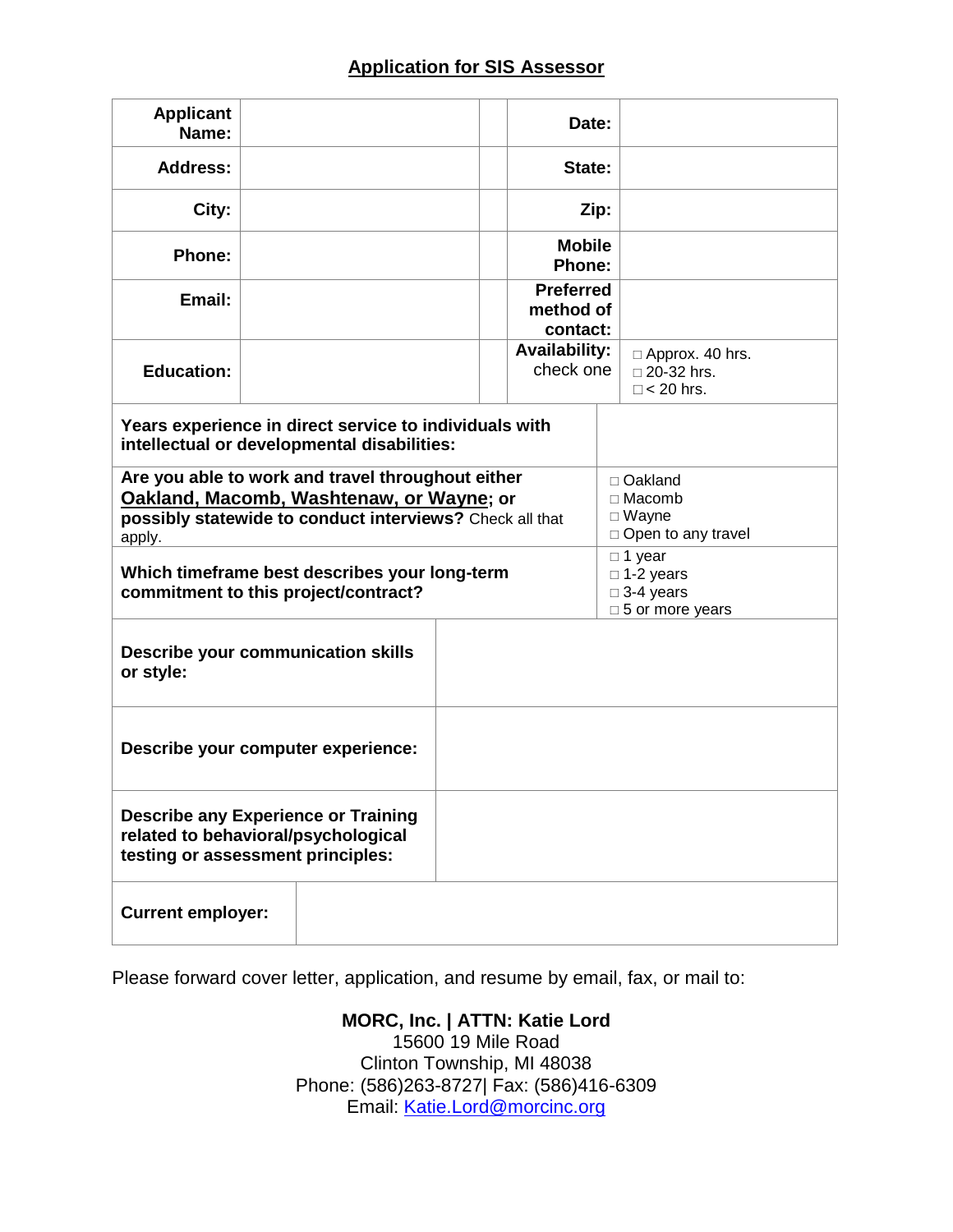## Application for SIS Assessor

| | | | | |
|---|---|---|---|---|
| **Applicant Name:** | | | **Date:** | |
| **Address:** | | | **State:** | |
| **City:** | | | **Zip:** | |
| **Phone:** | | | **Mobile Phone:** | |
| **Email:** | | | **Preferred method of contact:** | |
| **Education:** | | | **Availability:** check one | □ Approx. 40 hrs.<br>□ 20-32 hrs.<br>□ < 20 hrs. |

| | |
|---|---|
| **Years experience in direct service to individuals with intellectual or developmental disabilities:** | |
| **Are you able to work and travel throughout either <u>Oakland, Macomb, Washtenaw, or Wayne</u>; or possibly statewide to conduct interviews?** Check all that apply. | □ Oakland<br>□ Macomb<br>□ Wayne<br>□ Open to any travel |
| **Which timeframe best describes your long-term commitment to this project/contract?** | □ 1 year<br>□ 1-2 years<br>□ 3-4 years<br>□ 5 or more years |

| | |
|---|---|
| **Describe your communication skills or style:** | |
| **Describe your computer experience:** | |
| **Describe any Experience or Training related to behavioral/psychological testing or assessment principles:** | |
| **Current employer:** | |

Please forward cover letter, application, and resume by email, fax, or mail to:

**MORC, Inc. | ATTN: Katie Lord**
15600 19 Mile Road
Clinton Township, MI 48038
Phone: (586)263-8727| Fax: (586)416-6309
Email: Katie.Lord@morcinc.org